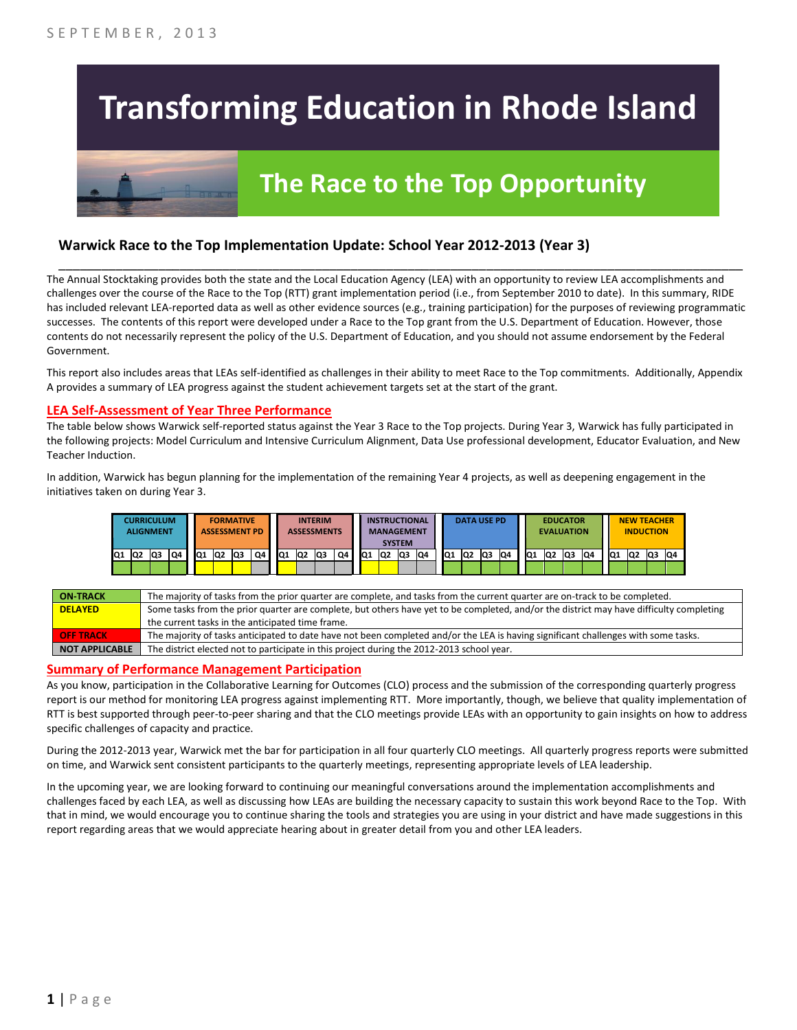SEPTEMBER, 2013

# Transforming Education in Rhode Island

## The Race to the Top Opportunity

### Warwick Race to the Top Implementation Update: School Year 2012-2013 (Year 3)

The Annual Stocktaking provides both the state and the Local Education Agency (LEA) with an opportunity to review LEA accomplishments and challenges over the course of the Race to the Top (RTT) grant implementation period (i.e., from September 2010 to date). In this summary, RIDE has included relevant LEA-reported data as well as other evidence sources (e.g., training participation) for the purposes of reviewing programmatic successes. The contents of this report were developed under a Race to the Top grant from the U.S. Department of Education. However, those contents do not necessarily represent the policy of the U.S. Department of Education, and you should not assume endorsement by the Federal Government.

This report also includes areas that LEAs self-identified as challenges in their ability to meet Race to the Top commitments. Additionally, Appendix A provides a summary of LEA progress against the student achievement targets set at the start of the grant.

## LEA Self-Assessment of Year Three Performance

The table below shows Warwick self-reported status against the Year 3 Race to the Top projects. During Year 3, Warwick has fully participated in the following projects: Model Curriculum and Intensive Curriculum Alignment, Data Use professional development, Educator Evaluation, and New Teacher Induction.

In addition, Warwick has begun planning for the implementation of the remaining Year 4 projects, as well as deepening engagement in the initiatives taken on during Year 3.

| Project | Q1 | Q2 | Q3 | Q4 |
|---|---|---|---|---|
| CURRICULUM ALIGNMENT | On-Track | On-Track | On-Track | On-Track |
| FORMATIVE ASSESSMENT PD | Delayed | Delayed | Delayed | Not Applicable |
| INTERIM ASSESSMENTS | Delayed | Not Applicable | Not Applicable | Not Applicable |
| INSTRUCTIONAL MANAGEMENT SYSTEM | Delayed | Delayed | Not Applicable | Not Applicable |
| DATA USE PD | On-Track | On-Track | On-Track | On-Track |
| EDUCATOR EVALUATION | On-Track | On-Track | On-Track | On-Track |
| NEW TEACHER INDUCTION | On-Track | On-Track | On-Track | On-Track |

| | |
|---|---|
| ON-TRACK | The majority of tasks from the prior quarter are complete, and tasks from the current quarter are on-track to be completed. |
| DELAYED | Some tasks from the prior quarter are complete, but others have yet to be completed, and/or the district may have difficulty completing the current tasks in the anticipated time frame. |
| OFF TRACK | The majority of tasks anticipated to date have not been completed and/or the LEA is having significant challenges with some tasks. |
| NOT APPLICABLE | The district elected not to participate in this project during the 2012-2013 school year. |

## Summary of Performance Management Participation

As you know, participation in the Collaborative Learning for Outcomes (CLO) process and the submission of the corresponding quarterly progress report is our method for monitoring LEA progress against implementing RTT. More importantly, though, we believe that quality implementation of RTT is best supported through peer-to-peer sharing and that the CLO meetings provide LEAs with an opportunity to gain insights on how to address specific challenges of capacity and practice.

During the 2012-2013 year, Warwick met the bar for participation in all four quarterly CLO meetings. All quarterly progress reports were submitted on time, and Warwick sent consistent participants to the quarterly meetings, representing appropriate levels of LEA leadership.

In the upcoming year, we are looking forward to continuing our meaningful conversations around the implementation accomplishments and challenges faced by each LEA, as well as discussing how LEAs are building the necessary capacity to sustain this work beyond Race to the Top. With that in mind, we would encourage you to continue sharing the tools and strategies you are using in your district and have made suggestions in this report regarding areas that we would appreciate hearing about in greater detail from you and other LEA leaders.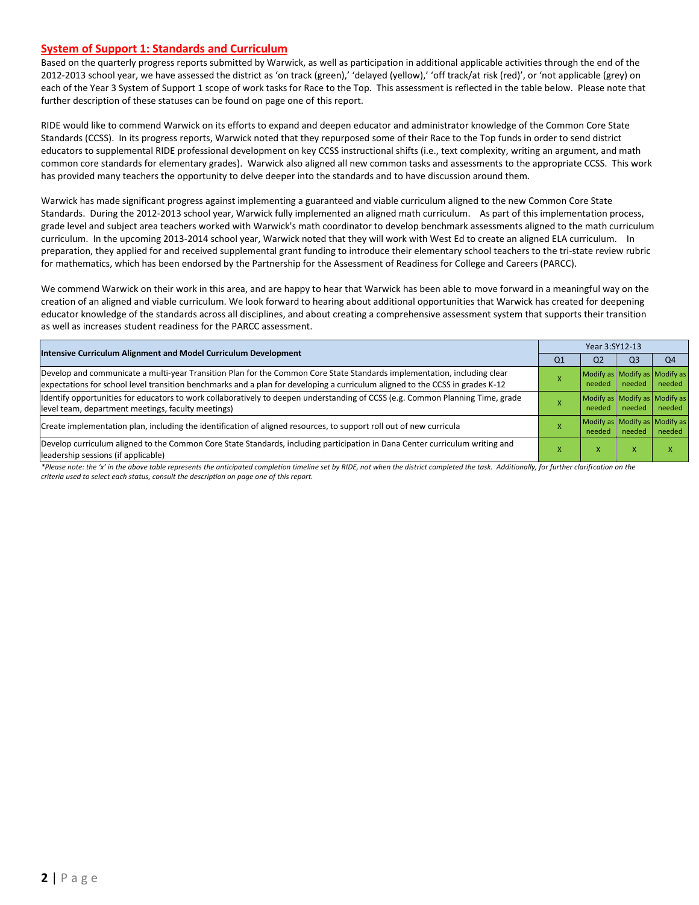## System of Support 1: Standards and Curriculum

Based on the quarterly progress reports submitted by Warwick, as well as participation in additional applicable activities through the end of the 2012-2013 school year, we have assessed the district as 'on track (green),' 'delayed (yellow),' 'off track/at risk (red)', or 'not applicable (grey) on each of the Year 3 System of Support 1 scope of work tasks for Race to the Top. This assessment is reflected in the table below. Please note that further description of these statuses can be found on page one of this report.

RIDE would like to commend Warwick on its efforts to expand and deepen educator and administrator knowledge of the Common Core State Standards (CCSS). In its progress reports, Warwick noted that they repurposed some of their Race to the Top funds in order to send district educators to supplemental RIDE professional development on key CCSS instructional shifts (i.e., text complexity, writing an argument, and math common core standards for elementary grades). Warwick also aligned all new common tasks and assessments to the appropriate CCSS. This work has provided many teachers the opportunity to delve deeper into the standards and to have discussion around them.

Warwick has made significant progress against implementing a guaranteed and viable curriculum aligned to the new Common Core State Standards. During the 2012-2013 school year, Warwick fully implemented an aligned math curriculum. As part of this implementation process, grade level and subject area teachers worked with Warwick's math coordinator to develop benchmark assessments aligned to the math curriculum curriculum. In the upcoming 2013-2014 school year, Warwick noted that they will work with West Ed to create an aligned ELA curriculum. In preparation, they applied for and received supplemental grant funding to introduce their elementary school teachers to the tri-state review rubric for mathematics, which has been endorsed by the Partnership for the Assessment of Readiness for College and Careers (PARCC).

We commend Warwick on their work in this area, and are happy to hear that Warwick has been able to move forward in a meaningful way on the creation of an aligned and viable curriculum. We look forward to hearing about additional opportunities that Warwick has created for deepening educator knowledge of the standards across all disciplines, and about creating a comprehensive assessment system that supports their transition as well as increases student readiness for the PARCC assessment.

| Intensive Curriculum Alignment and Model Curriculum Development | Year 3:SY12-13 | | | |
|---|---|---|---|---|
| | Q1 | Q2 | Q3 | Q4 |
| Develop and communicate a multi-year Transition Plan for the Common Core State Standards implementation, including clear expectations for school level transition benchmarks and a plan for developing a curriculum aligned to the CCSS in grades K-12 | X | Modify as needed | Modify as needed | Modify as needed |
| Identify opportunities for educators to work collaboratively to deepen understanding of CCSS (e.g. Common Planning Time, grade level team, department meetings, faculty meetings) | X | Modify as needed | Modify as needed | Modify as needed |
| Create implementation plan, including the identification of aligned resources, to support roll out of new curricula | X | Modify as needed | Modify as needed | Modify as needed |
| Develop curriculum aligned to the Common Core State Standards, including participation in Dana Center curriculum writing and leadership sessions (if applicable) | X | X | X | X |

*\*Please note: the 'x' in the above table represents the anticipated completion timeline set by RIDE, not when the district completed the task. Additionally, for further clarification on the criteria used to select each status, consult the description on page one of this report.*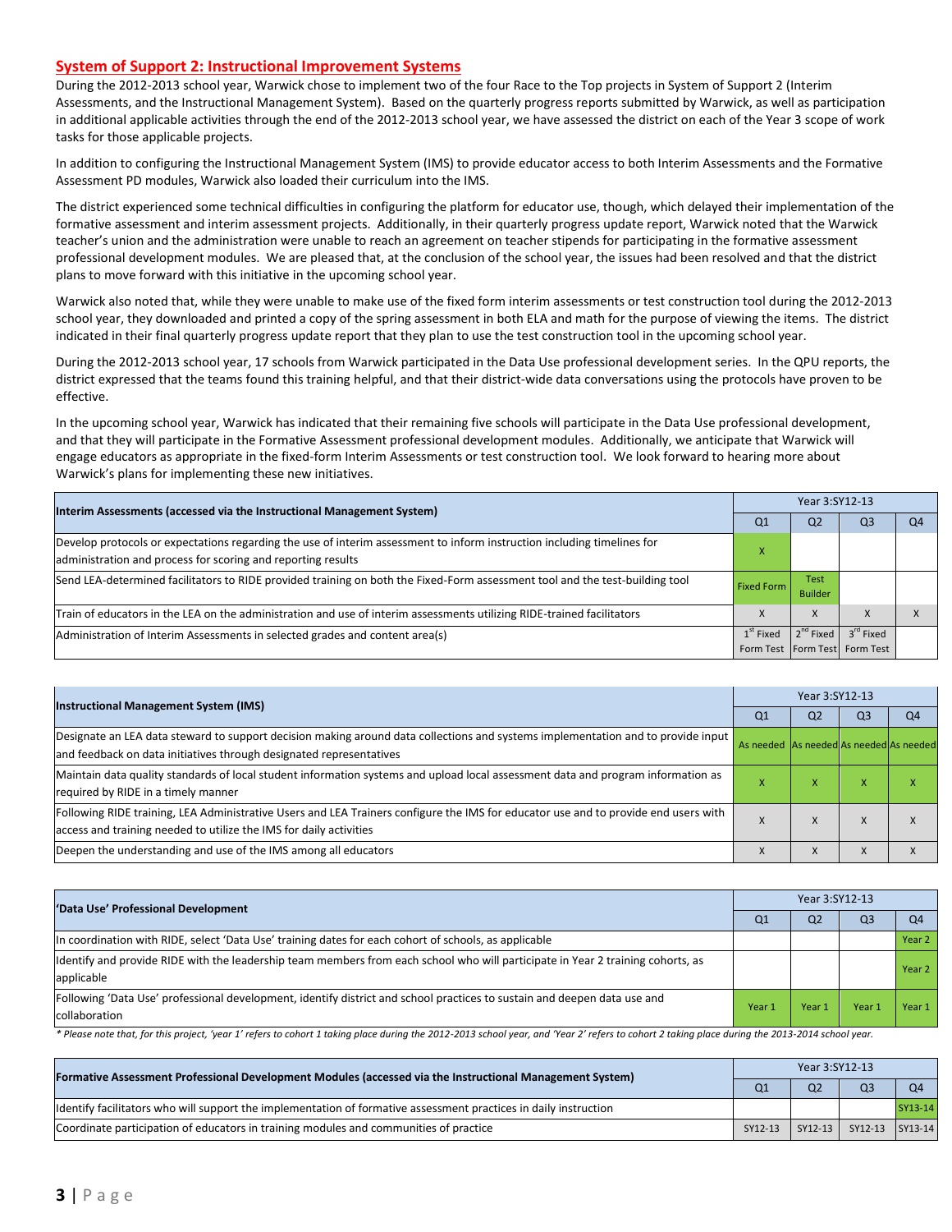## System of Support 2: Instructional Improvement Systems

During the 2012-2013 school year, Warwick chose to implement two of the four Race to the Top projects in System of Support 2 (Interim Assessments, and the Instructional Management System). Based on the quarterly progress reports submitted by Warwick, as well as participation in additional applicable activities through the end of the 2012-2013 school year, we have assessed the district on each of the Year 3 scope of work tasks for those applicable projects.

In addition to configuring the Instructional Management System (IMS) to provide educator access to both Interim Assessments and the Formative Assessment PD modules, Warwick also loaded their curriculum into the IMS.

The district experienced some technical difficulties in configuring the platform for educator use, though, which delayed their implementation of the formative assessment and interim assessment projects. Additionally, in their quarterly progress update report, Warwick noted that the Warwick teacher's union and the administration were unable to reach an agreement on teacher stipends for participating in the formative assessment professional development modules. We are pleased that, at the conclusion of the school year, the issues had been resolved and that the district plans to move forward with this initiative in the upcoming school year.

Warwick also noted that, while they were unable to make use of the fixed form interim assessments or test construction tool during the 2012-2013 school year, they downloaded and printed a copy of the spring assessment in both ELA and math for the purpose of viewing the items. The district indicated in their final quarterly progress update report that they plan to use the test construction tool in the upcoming school year.

During the 2012-2013 school year, 17 schools from Warwick participated in the Data Use professional development series. In the QPU reports, the district expressed that the teams found this training helpful, and that their district-wide data conversations using the protocols have proven to be effective.

In the upcoming school year, Warwick has indicated that their remaining five schools will participate in the Data Use professional development, and that they will participate in the Formative Assessment professional development modules. Additionally, we anticipate that Warwick will engage educators as appropriate in the fixed-form Interim Assessments or test construction tool. We look forward to hearing more about Warwick's plans for implementing these new initiatives.

| Interim Assessments (accessed via the Instructional Management System) | Year 3:SY12-13 | | | |
|---|---|---|---|---|
| | Q1 | Q2 | Q3 | Q4 |
| Develop protocols or expectations regarding the use of interim assessment to inform instruction including timelines for administration and process for scoring and reporting results | X | | | |
| Send LEA-determined facilitators to RIDE provided training on both the Fixed-Form assessment tool and the test-building tool | Fixed Form | Test Builder | | |
| Train of educators in the LEA on the administration and use of interim assessments utilizing RIDE-trained facilitators | X | X | X | X |
| Administration of Interim Assessments in selected grades and content area(s) | 1st Fixed Form Test | 2nd Fixed Form Test | 3rd Fixed Form Test | |

| Instructional Management System (IMS) | Year 3:SY12-13 | | | |
|---|---|---|---|---|
| | Q1 | Q2 | Q3 | Q4 |
| Designate an LEA data steward to support decision making around data collections and systems implementation and to provide input and feedback on data initiatives through designated representatives | As needed | As needed | As needed | As needed |
| Maintain data quality standards of local student information systems and upload local assessment data and program information as required by RIDE in a timely manner | X | X | X | X |
| Following RIDE training, LEA Administrative Users and LEA Trainers configure the IMS for educator use and to provide end users with access and training needed to utilize the IMS for daily activities | X | X | X | X |
| Deepen the understanding and use of the IMS among all educators | X | X | X | X |

| 'Data Use' Professional Development | Year 3:SY12-13 | | | |
|---|---|---|---|---|
| | Q1 | Q2 | Q3 | Q4 |
| In coordination with RIDE, select 'Data Use' training dates for each cohort of schools, as applicable | | | | Year 2 |
| Identify and provide RIDE with the leadership team members from each school who will participate in Year 2 training cohorts, as applicable | | | | Year 2 |
| Following 'Data Use' professional development, identify district and school practices to sustain and deepen data use and collaboration | Year 1 | Year 1 | Year 1 | Year 1 |

*\* Please note that, for this project, 'year 1' refers to cohort 1 taking place during the 2012-2013 school year, and 'Year 2' refers to cohort 2 taking place during the 2013-2014 school year.*

| Formative Assessment Professional Development Modules (accessed via the Instructional Management System) | Year 3:SY12-13 | | | |
|---|---|---|---|---|
| | Q1 | Q2 | Q3 | Q4 |
| Identify facilitators who will support the implementation of formative assessment practices in daily instruction | | | | SY13-14 |
| Coordinate participation of educators in training modules and communities of practice | SY12-13 | SY12-13 | SY12-13 | SY13-14 |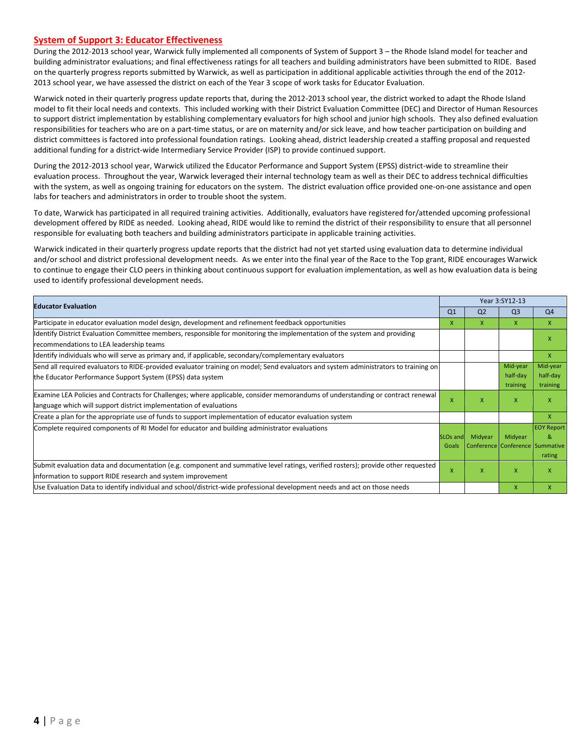## System of Support 3: Educator Effectiveness

During the 2012-2013 school year, Warwick fully implemented all components of System of Support 3 – the Rhode Island model for teacher and building administrator evaluations; and final effectiveness ratings for all teachers and building administrators have been submitted to RIDE. Based on the quarterly progress reports submitted by Warwick, as well as participation in additional applicable activities through the end of the 2012-2013 school year, we have assessed the district on each of the Year 3 scope of work tasks for Educator Evaluation.

Warwick noted in their quarterly progress update reports that, during the 2012-2013 school year, the district worked to adapt the Rhode Island model to fit their local needs and contexts. This included working with their District Evaluation Committee (DEC) and Director of Human Resources to support district implementation by establishing complementary evaluators for high school and junior high schools. They also defined evaluation responsibilities for teachers who are on a part-time status, or are on maternity and/or sick leave, and how teacher participation on building and district committees is factored into professional foundation ratings. Looking ahead, district leadership created a staffing proposal and requested additional funding for a district-wide Intermediary Service Provider (ISP) to provide continued support.

During the 2012-2013 school year, Warwick utilized the Educator Performance and Support System (EPSS) district-wide to streamline their evaluation process. Throughout the year, Warwick leveraged their internal technology team as well as their DEC to address technical difficulties with the system, as well as ongoing training for educators on the system. The district evaluation office provided one-on-one assistance and open labs for teachers and administrators in order to trouble shoot the system.

To date, Warwick has participated in all required training activities. Additionally, evaluators have registered for/attended upcoming professional development offered by RIDE as needed. Looking ahead, RIDE would like to remind the district of their responsibility to ensure that all personnel responsible for evaluating both teachers and building administrators participate in applicable training activities.

Warwick indicated in their quarterly progress update reports that the district had not yet started using evaluation data to determine individual and/or school and district professional development needs. As we enter into the final year of the Race to the Top grant, RIDE encourages Warwick to continue to engage their CLO peers in thinking about continuous support for evaluation implementation, as well as how evaluation data is being used to identify professional development needs.

| Educator Evaluation | Year 3:SY12-13 | | | |
|---|---|---|---|---|
| | Q1 | Q2 | Q3 | Q4 |
| Participate in educator evaluation model design, development and refinement feedback opportunities | X | X | X | X |
| Identify District Evaluation Committee members, responsible for monitoring the implementation of the system and providing recommendations to LEA leadership teams | | | | X |
| Identify individuals who will serve as primary and, if applicable, secondary/complementary evaluators | | | | X |
| Send all required evaluators to RIDE-provided evaluator training on model; Send evaluators and system administrators to training on the Educator Performance Support System (EPSS) data system | | | Mid-year half-day training | Mid-year half-day training |
| Examine LEA Policies and Contracts for Challenges; where applicable, consider memorandums of understanding or contract renewal language which will support district implementation of evaluations | X | X | X | X |
| Create a plan for the appropriate use of funds to support implementation of educator evaluation system | | | | X |
| Complete required components of RI Model for educator and building administrator evaluations | SLOs and Goals | Midyear Conference | Midyear Conference | EOY Report & Summative rating |
| Submit evaluation data and documentation (e.g. component and summative level ratings, verified rosters); provide other requested information to support RIDE research and system improvement | X | X | X | X |
| Use Evaluation Data to identify individual and school/district-wide professional development needs and act on those needs | | | X | X |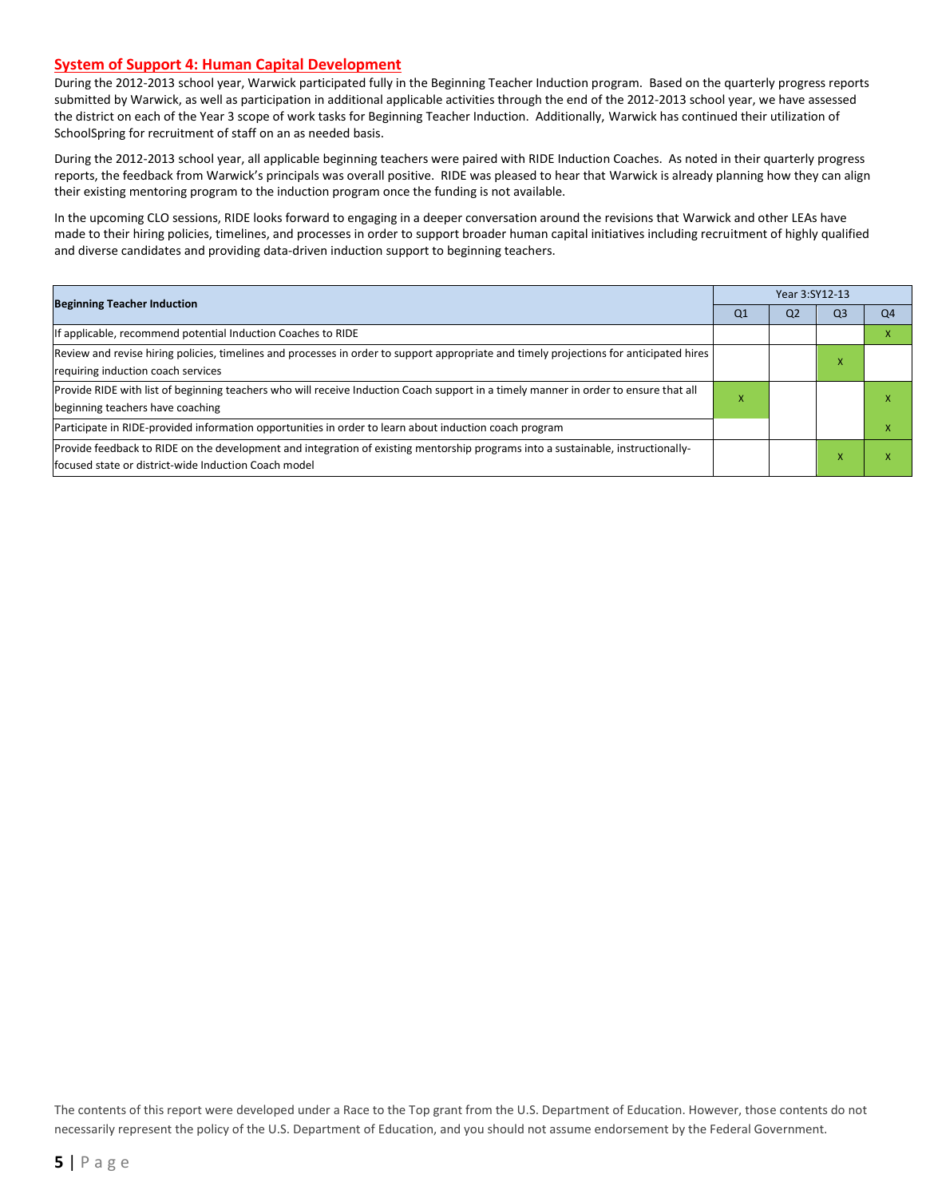## System of Support 4: Human Capital Development

During the 2012-2013 school year, Warwick participated fully in the Beginning Teacher Induction program. Based on the quarterly progress reports submitted by Warwick, as well as participation in additional applicable activities through the end of the 2012-2013 school year, we have assessed the district on each of the Year 3 scope of work tasks for Beginning Teacher Induction. Additionally, Warwick has continued their utilization of SchoolSpring for recruitment of staff on an as needed basis.

During the 2012-2013 school year, all applicable beginning teachers were paired with RIDE Induction Coaches. As noted in their quarterly progress reports, the feedback from Warwick's principals was overall positive. RIDE was pleased to hear that Warwick is already planning how they can align their existing mentoring program to the induction program once the funding is not available.

In the upcoming CLO sessions, RIDE looks forward to engaging in a deeper conversation around the revisions that Warwick and other LEAs have made to their hiring policies, timelines, and processes in order to support broader human capital initiatives including recruitment of highly qualified and diverse candidates and providing data-driven induction support to beginning teachers.

| Beginning Teacher Induction | Year 3:SY12-13 | | | |
|---|---|---|---|---|
| | Q1 | Q2 | Q3 | Q4 |
| If applicable, recommend potential Induction Coaches to RIDE | | | | x |
| Review and revise hiring policies, timelines and processes in order to support appropriate and timely projections for anticipated hires requiring induction coach services | | | x | |
| Provide RIDE with list of beginning teachers who will receive Induction Coach support in a timely manner in order to ensure that all beginning teachers have coaching | x | | | x |
| Participate in RIDE-provided information opportunities in order to learn about induction coach program | | | | x |
| Provide feedback to RIDE on the development and integration of existing mentorship programs into a sustainable, instructionally-focused state or district-wide Induction Coach model | | | x | x |

The contents of this report were developed under a Race to the Top grant from the U.S. Department of Education. However, those contents do not necessarily represent the policy of the U.S. Department of Education, and you should not assume endorsement by the Federal Government.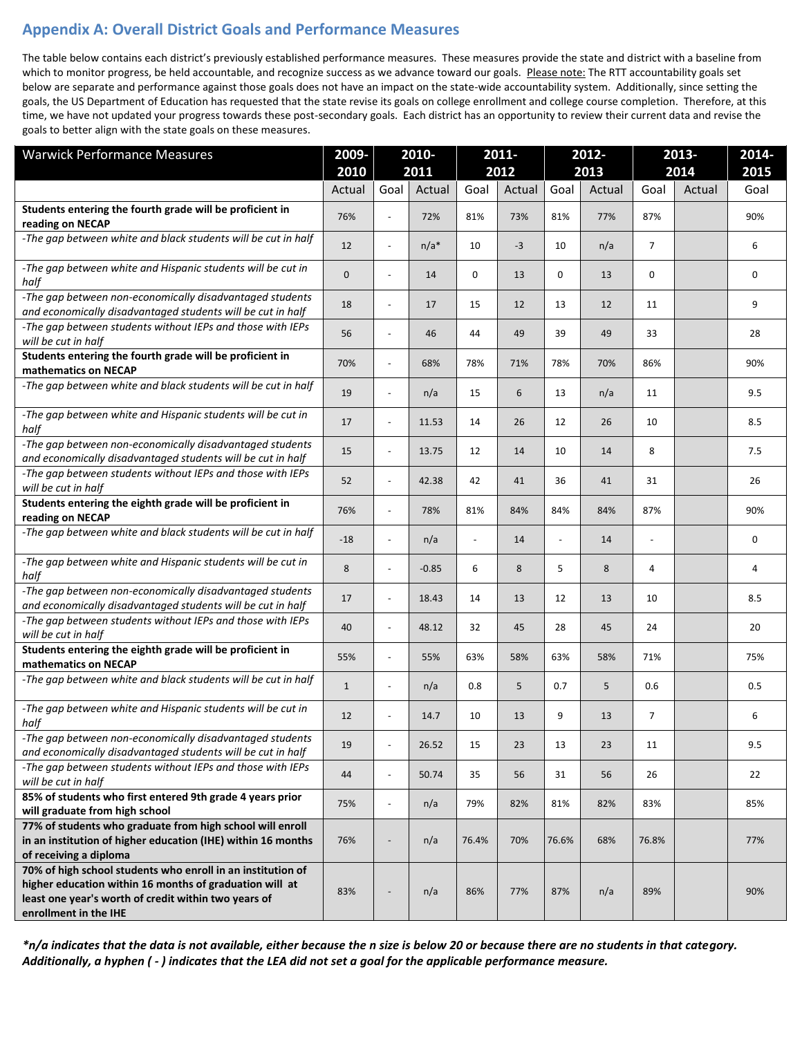## Appendix A: Overall District Goals and Performance Measures

The table below contains each district's previously established performance measures. These measures provide the state and district with a baseline from which to monitor progress, be held accountable, and recognize success as we advance toward our goals. Please note: The RTT accountability goals set below are separate and performance against those goals does not have an impact on the state-wide accountability system. Additionally, since setting the goals, the US Department of Education has requested that the state revise its goals on college enrollment and college course completion. Therefore, at this time, we have not updated your progress towards these post-secondary goals. Each district has an opportunity to review their current data and revise the goals to better align with the state goals on these measures.

| Warwick Performance Measures | 2009-2010 | 2010-2011 | | 2011-2012 | | 2012-2013 | | 2013-2014 | | 2014-2015 |
|---|---|---|---|---|---|---|---|---|---|---|
| | Actual | Goal | Actual | Goal | Actual | Goal | Actual | Goal | Actual | Goal |
| **Students entering the fourth grade will be proficient in reading on NECAP** | 76% | - | 72% | 81% | 73% | 81% | 77% | 87% | | 90% |
| *-The gap between white and black students will be cut in half* | 12 | - | n/a* | 10 | -3 | 10 | n/a | 7 | | 6 |
| *-The gap between white and Hispanic students will be cut in half* | 0 | - | 14 | 0 | 13 | 0 | 13 | 0 | | 0 |
| *-The gap between non-economically disadvantaged students and economically disadvantaged students will be cut in half* | 18 | - | 17 | 15 | 12 | 13 | 12 | 11 | | 9 |
| *-The gap between students without IEPs and those with IEPs will be cut in half* | 56 | - | 46 | 44 | 49 | 39 | 49 | 33 | | 28 |
| **Students entering the fourth grade will be proficient in mathematics on NECAP** | 70% | - | 68% | 78% | 71% | 78% | 70% | 86% | | 90% |
| *-The gap between white and black students will be cut in half* | 19 | - | n/a | 15 | 6 | 13 | n/a | 11 | | 9.5 |
| *-The gap between white and Hispanic students will be cut in half* | 17 | - | 11.53 | 14 | 26 | 12 | 26 | 10 | | 8.5 |
| *-The gap between non-economically disadvantaged students and economically disadvantaged students will be cut in half* | 15 | - | 13.75 | 12 | 14 | 10 | 14 | 8 | | 7.5 |
| *-The gap between students without IEPs and those with IEPs will be cut in half* | 52 | - | 42.38 | 42 | 41 | 36 | 41 | 31 | | 26 |
| **Students entering the eighth grade will be proficient in reading on NECAP** | 76% | - | 78% | 81% | 84% | 84% | 84% | 87% | | 90% |
| *-The gap between white and black students will be cut in half* | -18 | - | n/a | - | 14 | - | 14 | - | | 0 |
| *-The gap between white and Hispanic students will be cut in half* | 8 | - | -0.85 | 6 | 8 | 5 | 8 | 4 | | 4 |
| *-The gap between non-economically disadvantaged students and economically disadvantaged students will be cut in half* | 17 | - | 18.43 | 14 | 13 | 12 | 13 | 10 | | 8.5 |
| *-The gap between students without IEPs and those with IEPs will be cut in half* | 40 | - | 48.12 | 32 | 45 | 28 | 45 | 24 | | 20 |
| **Students entering the eighth grade will be proficient in mathematics on NECAP** | 55% | - | 55% | 63% | 58% | 63% | 58% | 71% | | 75% |
| *-The gap between white and black students will be cut in half* | 1 | - | n/a | 0.8 | 5 | 0.7 | 5 | 0.6 | | 0.5 |
| *-The gap between white and Hispanic students will be cut in half* | 12 | - | 14.7 | 10 | 13 | 9 | 13 | 7 | | 6 |
| *-The gap between non-economically disadvantaged students and economically disadvantaged students will be cut in half* | 19 | - | 26.52 | 15 | 23 | 13 | 23 | 11 | | 9.5 |
| *-The gap between students without IEPs and those with IEPs will be cut in half* | 44 | - | 50.74 | 35 | 56 | 31 | 56 | 26 | | 22 |
| **85% of students who first entered 9th grade 4 years prior will graduate from high school** | 75% | - | n/a | 79% | 82% | 81% | 82% | 83% | | 85% |
| **77% of students who graduate from high school will enroll in an institution of higher education (IHE) within 16 months of receiving a diploma** | 76% | - | n/a | 76.4% | 70% | 76.6% | 68% | 76.8% | | 77% |
| **70% of high school students who enroll in an institution of higher education within 16 months of graduation will at least one year's worth of credit within two years of enrollment in the IHE** | 83% | - | n/a | 86% | 77% | 87% | n/a | 89% | | 90% |

***n/a indicates that the data is not available, either because the n size is below 20 or because there are no students in that category. Additionally, a hyphen ( - ) indicates that the LEA did not set a goal for the applicable performance measure.***